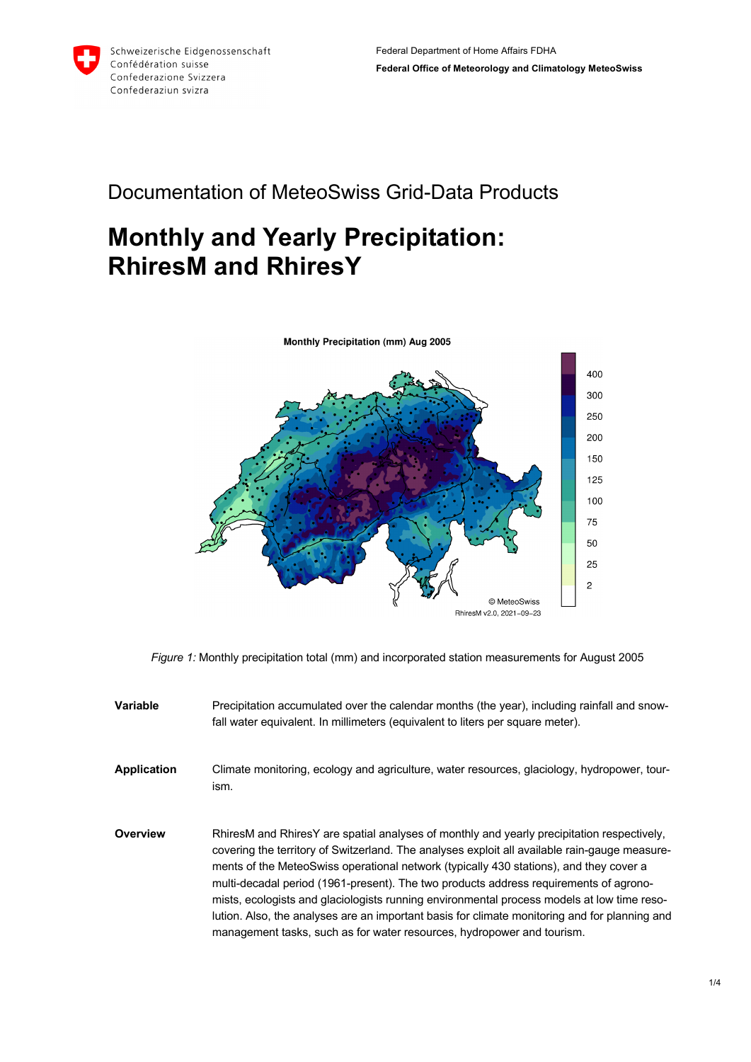Schweizerische Eidgenossenschaft
Confédération suisse
Confederazione Svizzera
Confederaziun svizra

Federal Department of Home Affairs FDHA
**Federal Office of Meteorology and Climatology MeteoSwiss**

# Documentation of MeteoSwiss Grid-Data Products

# Monthly and Yearly Precipitation: RhiresM and RhiresY

*Figure 1:* Monthly precipitation total (mm) and incorporated station measurements for August 2005

**Variable**

Precipitation accumulated over the calendar months (the year), including rainfall and snowfall water equivalent. In millimeters (equivalent to liters per square meter).

**Application**

Climate monitoring, ecology and agriculture, water resources, glaciology, hydropower, tourism.

**Overview**

RhiresM and RhiresY are spatial analyses of monthly and yearly precipitation respectively, covering the territory of Switzerland. The analyses exploit all available rain-gauge measurements of the MeteoSwiss operational network (typically 430 stations), and they cover a multi-decadal period (1961-present). The two products address requirements of agronomists, ecologists and glaciologists running environmental process models at low time resolution. Also, the analyses are an important basis for climate monitoring and for planning and management tasks, such as for water resources, hydropower and tourism.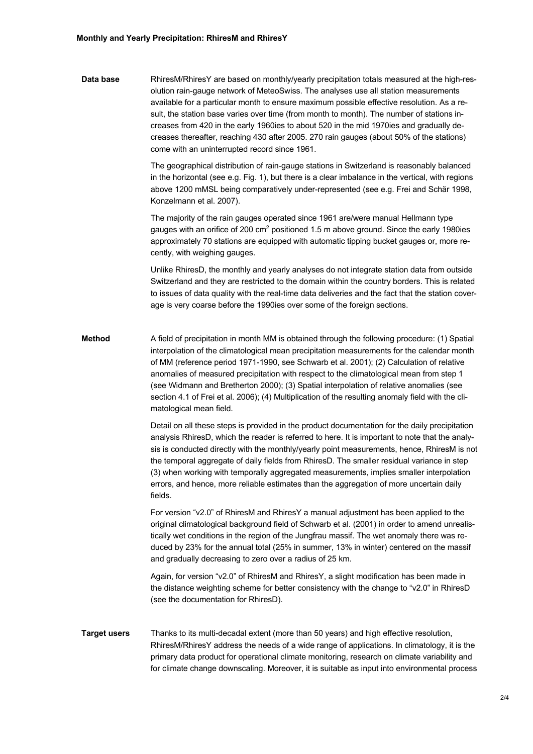## Monthly and Yearly Precipitation: RhiresM and RhiresY

**Data base**

RhiresM/RhiresY are based on monthly/yearly precipitation totals measured at the high-resolution rain-gauge network of MeteoSwiss. The analyses use all station measurements available for a particular month to ensure maximum possible effective resolution. As a result, the station base varies over time (from month to month). The number of stations increases from 420 in the early 1960ies to about 520 in the mid 1970ies and gradually decreases thereafter, reaching 430 after 2005. 270 rain gauges (about 50% of the stations) come with an uninterrupted record since 1961.

The geographical distribution of rain-gauge stations in Switzerland is reasonably balanced in the horizontal (see e.g. Fig. 1), but there is a clear imbalance in the vertical, with regions above 1200 mMSL being comparatively under-represented (see e.g. Frei and Schär 1998, Konzelmann et al. 2007).

The majority of the rain gauges operated since 1961 are/were manual Hellmann type gauges with an orifice of 200 $cm^2$ positioned 1.5 m above ground. Since the early 1980ies approximately 70 stations are equipped with automatic tipping bucket gauges or, more recently, with weighing gauges.

Unlike RhiresD, the monthly and yearly analyses do not integrate station data from outside Switzerland and they are restricted to the domain within the country borders. This is related to issues of data quality with the real-time data deliveries and the fact that the station coverage is very coarse before the 1990ies over some of the foreign sections.

**Method**

A field of precipitation in month MM is obtained through the following procedure: (1) Spatial interpolation of the climatological mean precipitation measurements for the calendar month of MM (reference period 1971-1990, see Schwarb et al. 2001); (2) Calculation of relative anomalies of measured precipitation with respect to the climatological mean from step 1 (see Widmann and Bretherton 2000); (3) Spatial interpolation of relative anomalies (see section 4.1 of Frei et al. 2006); (4) Multiplication of the resulting anomaly field with the climatological mean field.

Detail on all these steps is provided in the product documentation for the daily precipitation analysis RhiresD, which the reader is referred to here. It is important to note that the analysis is conducted directly with the monthly/yearly point measurements, hence, RhiresM is not the temporal aggregate of daily fields from RhiresD. The smaller residual variance in step (3) when working with temporally aggregated measurements, implies smaller interpolation errors, and hence, more reliable estimates than the aggregation of more uncertain daily fields.

For version "v2.0" of RhiresM and RhiresY a manual adjustment has been applied to the original climatological background field of Schwarb et al. (2001) in order to amend unrealistically wet conditions in the region of the Jungfrau massif. The wet anomaly there was reduced by 23% for the annual total (25% in summer, 13% in winter) centered on the massif and gradually decreasing to zero over a radius of 25 km.

Again, for version "v2.0" of RhiresM and RhiresY, a slight modification has been made in the distance weighting scheme for better consistency with the change to "v2.0" in RhiresD (see the documentation for RhiresD).

**Target users**

Thanks to its multi-decadal extent (more than 50 years) and high effective resolution, RhiresM/RhiresY address the needs of a wide range of applications. In climatology, it is the primary data product for operational climate monitoring, research on climate variability and for climate change downscaling. Moreover, it is suitable as input into environmental process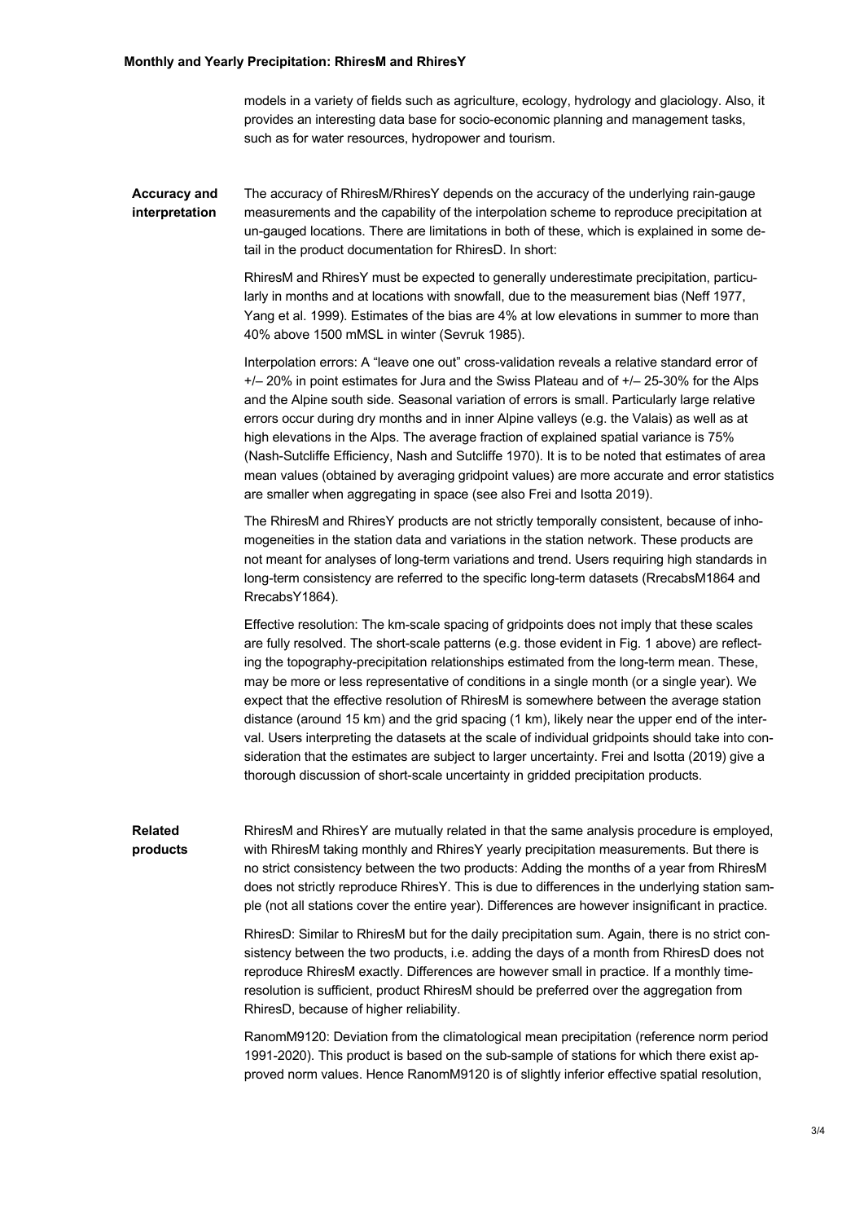models in a variety of fields such as agriculture, ecology, hydrology and glaciology. Also, it provides an interesting data base for socio-economic planning and management tasks, such as for water resources, hydropower and tourism.

**Accuracy and interpretation**

The accuracy of RhiresM/RhiresY depends on the accuracy of the underlying rain-gauge measurements and the capability of the interpolation scheme to reproduce precipitation at un-gauged locations. There are limitations in both of these, which is explained in some detail in the product documentation for RhiresD. In short:

RhiresM and RhiresY must be expected to generally underestimate precipitation, particularly in months and at locations with snowfall, due to the measurement bias (Neff 1977, Yang et al. 1999). Estimates of the bias are 4% at low elevations in summer to more than 40% above 1500 mMSL in winter (Sevruk 1985).

Interpolation errors: A "leave one out" cross-validation reveals a relative standard error of +/– 20% in point estimates for Jura and the Swiss Plateau and of +/– 25-30% for the Alps and the Alpine south side. Seasonal variation of errors is small. Particularly large relative errors occur during dry months and in inner Alpine valleys (e.g. the Valais) as well as at high elevations in the Alps. The average fraction of explained spatial variance is 75% (Nash-Sutcliffe Efficiency, Nash and Sutcliffe 1970). It is to be noted that estimates of area mean values (obtained by averaging gridpoint values) are more accurate and error statistics are smaller when aggregating in space (see also Frei and Isotta 2019).

The RhiresM and RhiresY products are not strictly temporally consistent, because of inhomogeneities in the station data and variations in the station network. These products are not meant for analyses of long-term variations and trend. Users requiring high standards in long-term consistency are referred to the specific long-term datasets (RrecabsM1864 and RrecabsY1864).

Effective resolution: The km-scale spacing of gridpoints does not imply that these scales are fully resolved. The short-scale patterns (e.g. those evident in Fig. 1 above) are reflecting the topography-precipitation relationships estimated from the long-term mean. These, may be more or less representative of conditions in a single month (or a single year). We expect that the effective resolution of RhiresM is somewhere between the average station distance (around 15 km) and the grid spacing (1 km), likely near the upper end of the interval. Users interpreting the datasets at the scale of individual gridpoints should take into consideration that the estimates are subject to larger uncertainty. Frei and Isotta (2019) give a thorough discussion of short-scale uncertainty in gridded precipitation products.

**Related products**

RhiresM and RhiresY are mutually related in that the same analysis procedure is employed, with RhiresM taking monthly and RhiresY yearly precipitation measurements. But there is no strict consistency between the two products: Adding the months of a year from RhiresM does not strictly reproduce RhiresY. This is due to differences in the underlying station sample (not all stations cover the entire year). Differences are however insignificant in practice.

RhiresD: Similar to RhiresM but for the daily precipitation sum. Again, there is no strict consistency between the two products, i.e. adding the days of a month from RhiresD does not reproduce RhiresM exactly. Differences are however small in practice. If a monthly time-resolution is sufficient, product RhiresM should be preferred over the aggregation from RhiresD, because of higher reliability.

RanomM9120: Deviation from the climatological mean precipitation (reference norm period 1991-2020). This product is based on the sub-sample of stations for which there exist approved norm values. Hence RanomM9120 is of slightly inferior effective spatial resolution,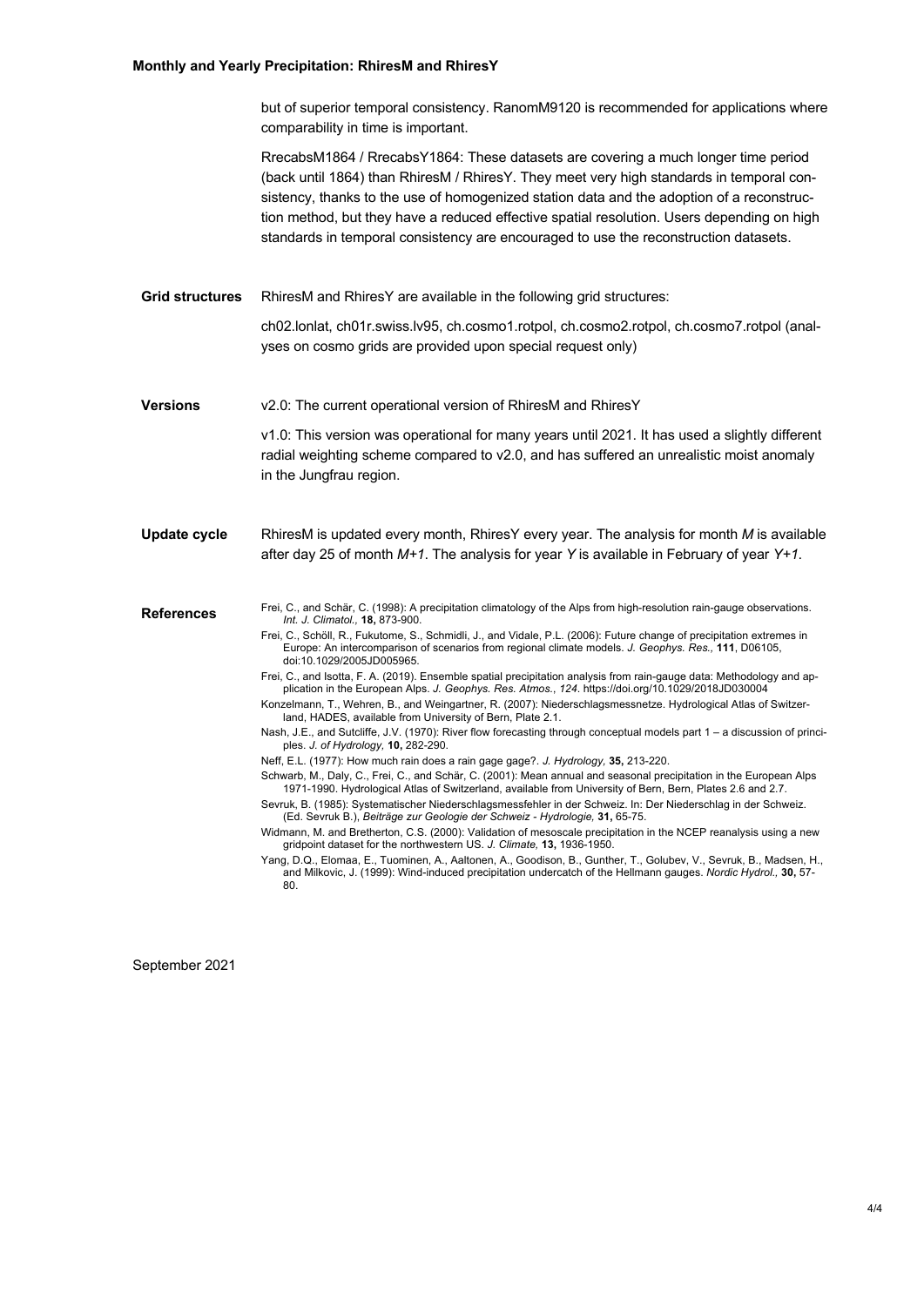but of superior temporal consistency. RanomM9120 is recommended for applications where comparability in time is important.

RrecabsM1864 / RrecabsY1864: These datasets are covering a much longer time period (back until 1864) than RhiresM / RhiresY. They meet very high standards in temporal consistency, thanks to the use of homogenized station data and the adoption of a reconstruction method, but they have a reduced effective spatial resolution. Users depending on high standards in temporal consistency are encouraged to use the reconstruction datasets.

**Grid structures**

RhiresM and RhiresY are available in the following grid structures:

ch02.lonlat, ch01r.swiss.lv95, ch.cosmo1.rotpol, ch.cosmo2.rotpol, ch.cosmo7.rotpol (analyses on cosmo grids are provided upon special request only)

**Versions**

v2.0: The current operational version of RhiresM and RhiresY

v1.0: This version was operational for many years until 2021. It has used a slightly different radial weighting scheme compared to v2.0, and has suffered an unrealistic moist anomaly in the Jungfrau region.

**Update cycle**

RhiresM is updated every month, RhiresY every year. The analysis for month *M* is available after day 25 of month *M+1*. The analysis for year *Y* is available in February of year *Y+1*.

**References**

Frei, C., and Schär, C. (1998): A precipitation climatology of the Alps from high-resolution rain-gauge observations. *Int. J. Climatol.,* **18,** 873-900.

Frei, C., Schöll, R., Fukutome, S., Schmidli, J., and Vidale, P.L. (2006): Future change of precipitation extremes in Europe: An intercomparison of scenarios from regional climate models. *J. Geophys. Res.,* **111**, D06105, doi:10.1029/2005JD005965.

Frei, C., and Isotta, F. A. (2019). Ensemble spatial precipitation analysis from rain-gauge data: Methodology and application in the European Alps. *J. Geophys. Res. Atmos., 124*. https://doi.org/10.1029/2018JD030004

Konzelmann, T., Wehren, B., and Weingartner, R. (2007): Niederschlagsmessnetze. Hydrological Atlas of Switzerland, HADES, available from University of Bern, Plate 2.1.

Nash, J.E., and Sutcliffe, J.V. (1970): River flow forecasting through conceptual models part 1 – a discussion of principles. *J. of Hydrology,* **10,** 282-290.

Neff, E.L. (1977): How much rain does a rain gage gage?. *J. Hydrology,* **35,** 213-220.

Schwarb, M., Daly, C., Frei, C., and Schär, C. (2001): Mean annual and seasonal precipitation in the European Alps 1971-1990. Hydrological Atlas of Switzerland, available from University of Bern, Bern, Plates 2.6 and 2.7.

Sevruk, B. (1985): Systematischer Niederschlagsmessfehler in der Schweiz. In: Der Niederschlag in der Schweiz. (Ed. Sevruk B.), *Beiträge zur Geologie der Schweiz - Hydrologie,* **31,** 65-75.

Widmann, M. and Bretherton, C.S. (2000): Validation of mesoscale precipitation in the NCEP reanalysis using a new gridpoint dataset for the northwestern US. *J. Climate,* **13,** 1936-1950.

Yang, D.Q., Elomaa, E., Tuominen, A., Aaltonen, A., Goodison, B., Gunther, T., Golubev, V., Sevruk, B., Madsen, H., and Milkovic, J. (1999): Wind-induced precipitation undercatch of the Hellmann gauges. *Nordic Hydrol.,* **30,** 57-80.

September 2021